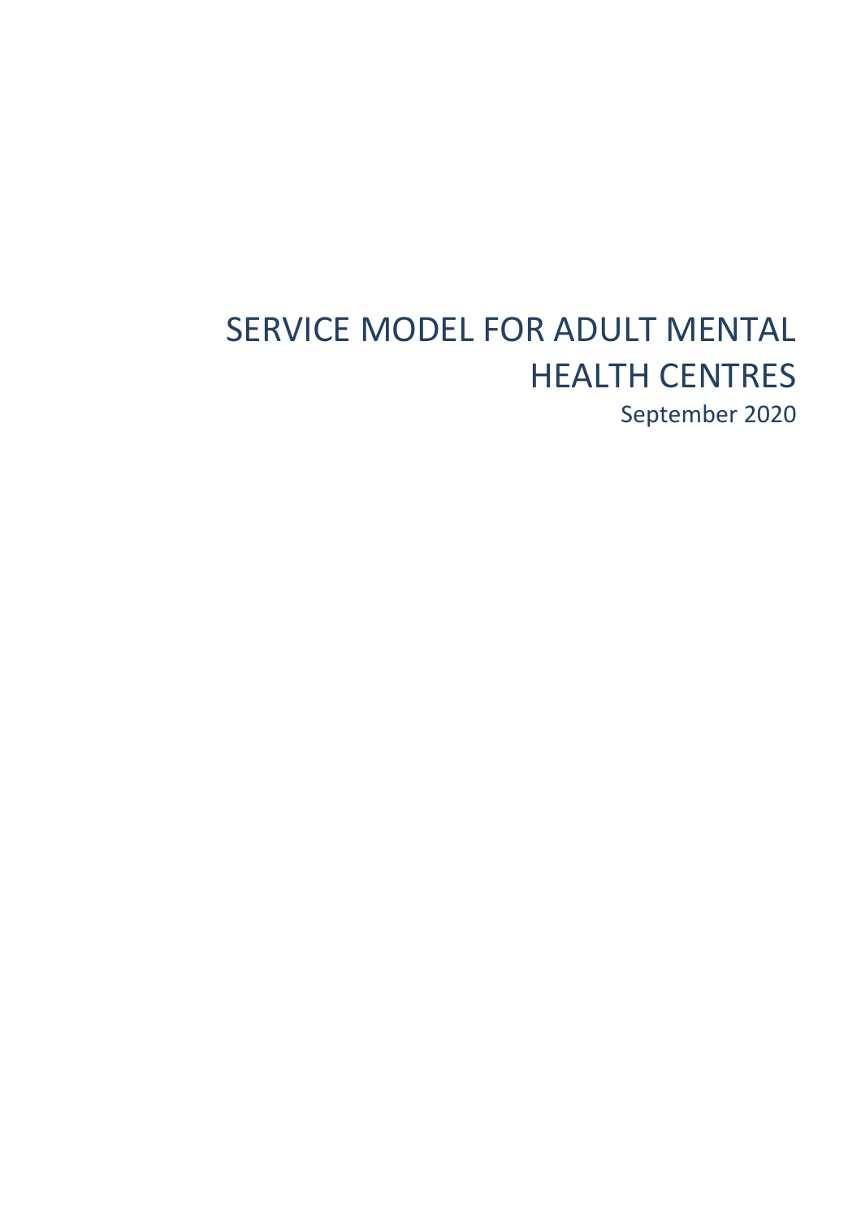# SERVICE MODEL FOR ADULT MENTAL HEALTH CENTRES

September 2020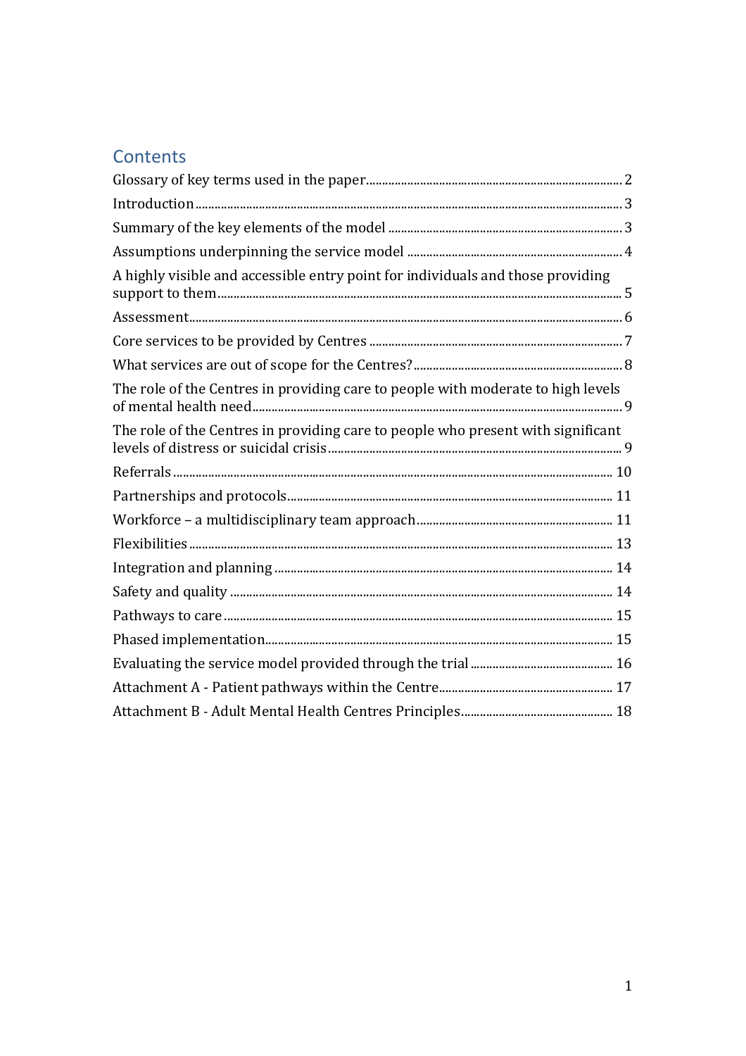## Contents

Glossary of key terms used in the paper ..... 2

Introduction ..... 3

Summary of the key elements of the model ..... 3

Assumptions underpinning the service model ..... 4

A highly visible and accessible entry point for individuals and those providing support to them ..... 5

Assessment ..... 6

Core services to be provided by Centres ..... 7

What services are out of scope for the Centres? ..... 8

The role of the Centres in providing care to people with moderate to high levels of mental health need ..... 9

The role of the Centres in providing care to people who present with significant levels of distress or suicidal crisis ..... 9

Referrals ..... 10

Partnerships and protocols ..... 11

Workforce – a multidisciplinary team approach ..... 11

Flexibilities ..... 13

Integration and planning ..... 14

Safety and quality ..... 14

Pathways to care ..... 15

Phased implementation ..... 15

Evaluating the service model provided through the trial ..... 16

Attachment A - Patient pathways within the Centre ..... 17

Attachment B - Adult Mental Health Centres Principles ..... 18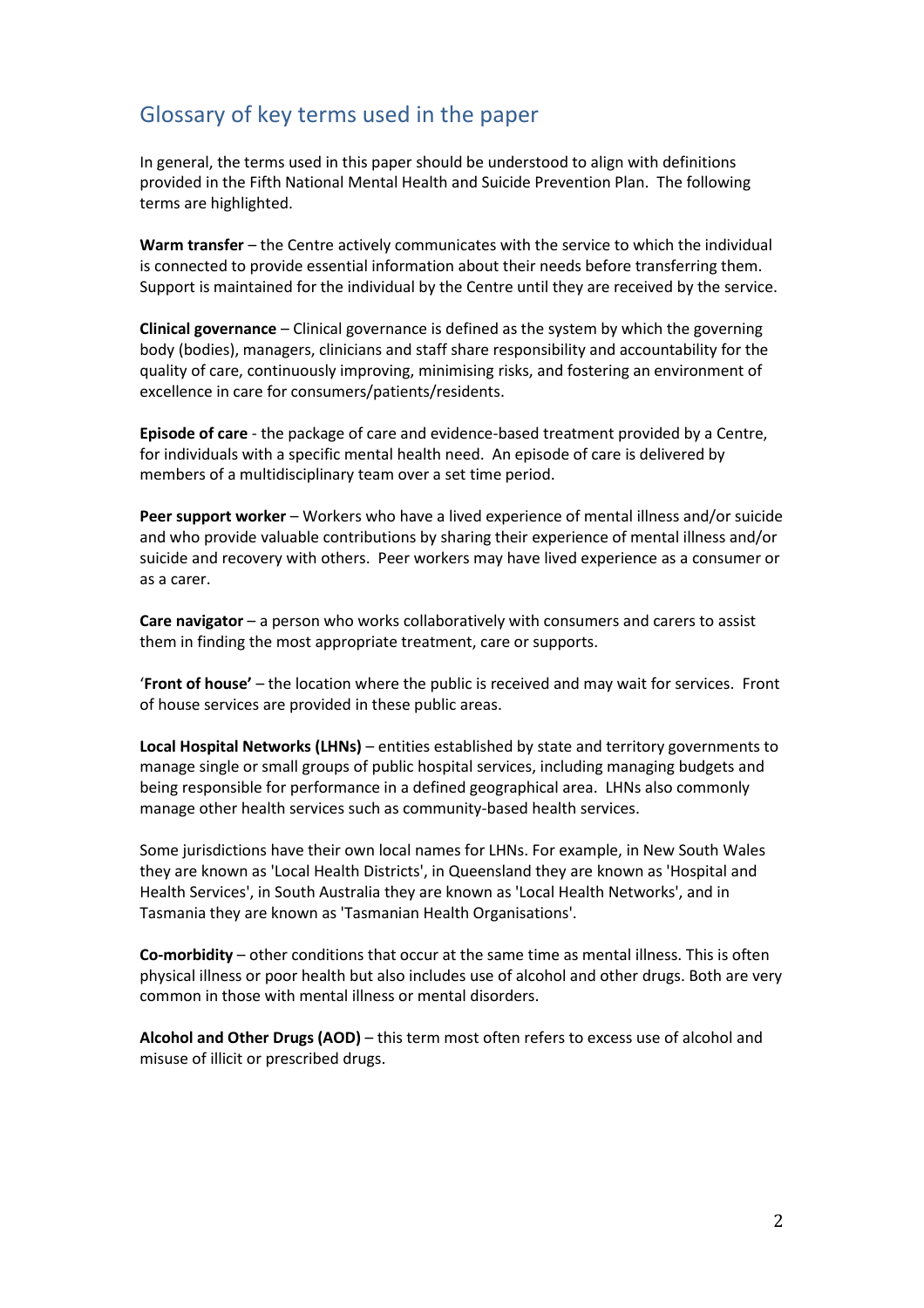## Glossary of key terms used in the paper

In general, the terms used in this paper should be understood to align with definitions provided in the Fifth National Mental Health and Suicide Prevention Plan. The following terms are highlighted.

**Warm transfer** – the Centre actively communicates with the service to which the individual is connected to provide essential information about their needs before transferring them. Support is maintained for the individual by the Centre until they are received by the service.

**Clinical governance** – Clinical governance is defined as the system by which the governing body (bodies), managers, clinicians and staff share responsibility and accountability for the quality of care, continuously improving, minimising risks, and fostering an environment of excellence in care for consumers/patients/residents.

**Episode of care** - the package of care and evidence-based treatment provided by a Centre, for individuals with a specific mental health need. An episode of care is delivered by members of a multidisciplinary team over a set time period.

**Peer support worker** – Workers who have a lived experience of mental illness and/or suicide and who provide valuable contributions by sharing their experience of mental illness and/or suicide and recovery with others. Peer workers may have lived experience as a consumer or as a carer.

**Care navigator** – a person who works collaboratively with consumers and carers to assist them in finding the most appropriate treatment, care or supports.

'**Front of house'** – the location where the public is received and may wait for services. Front of house services are provided in these public areas.

**Local Hospital Networks (LHNs)** – entities established by state and territory governments to manage single or small groups of public hospital services, including managing budgets and being responsible for performance in a defined geographical area. LHNs also commonly manage other health services such as community-based health services.

Some jurisdictions have their own local names for LHNs. For example, in New South Wales they are known as 'Local Health Districts', in Queensland they are known as 'Hospital and Health Services', in South Australia they are known as 'Local Health Networks', and in Tasmania they are known as 'Tasmanian Health Organisations'.

**Co-morbidity** – other conditions that occur at the same time as mental illness. This is often physical illness or poor health but also includes use of alcohol and other drugs. Both are very common in those with mental illness or mental disorders.

**Alcohol and Other Drugs (AOD)** – this term most often refers to excess use of alcohol and misuse of illicit or prescribed drugs.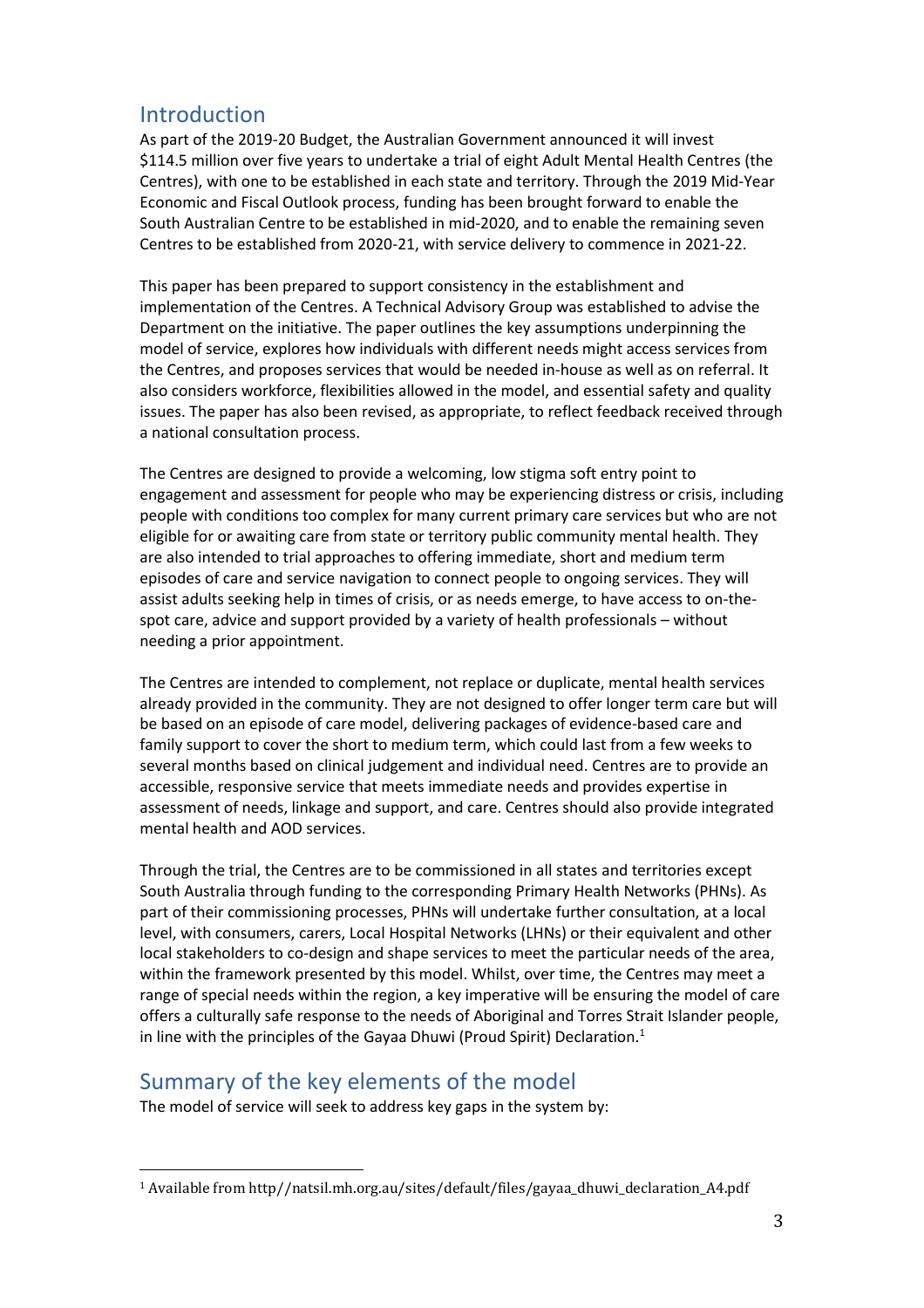## Introduction

As part of the 2019-20 Budget, the Australian Government announced it will invest $114.5 million over five years to undertake a trial of eight Adult Mental Health Centres (the Centres), with one to be established in each state and territory. Through the 2019 Mid-Year Economic and Fiscal Outlook process, funding has been brought forward to enable the South Australian Centre to be established in mid-2020, and to enable the remaining seven Centres to be established from 2020-21, with service delivery to commence in 2021-22.

This paper has been prepared to support consistency in the establishment and implementation of the Centres. A Technical Advisory Group was established to advise the Department on the initiative. The paper outlines the key assumptions underpinning the model of service, explores how individuals with different needs might access services from the Centres, and proposes services that would be needed in-house as well as on referral. It also considers workforce, flexibilities allowed in the model, and essential safety and quality issues. The paper has also been revised, as appropriate, to reflect feedback received through a national consultation process.

The Centres are designed to provide a welcoming, low stigma soft entry point to engagement and assessment for people who may be experiencing distress or crisis, including people with conditions too complex for many current primary care services but who are not eligible for or awaiting care from state or territory public community mental health. They are also intended to trial approaches to offering immediate, short and medium term episodes of care and service navigation to connect people to ongoing services. They will assist adults seeking help in times of crisis, or as needs emerge, to have access to on-the-spot care, advice and support provided by a variety of health professionals – without needing a prior appointment.

The Centres are intended to complement, not replace or duplicate, mental health services already provided in the community. They are not designed to offer longer term care but will be based on an episode of care model, delivering packages of evidence-based care and family support to cover the short to medium term, which could last from a few weeks to several months based on clinical judgement and individual need. Centres are to provide an accessible, responsive service that meets immediate needs and provides expertise in assessment of needs, linkage and support, and care. Centres should also provide integrated mental health and AOD services.

Through the trial, the Centres are to be commissioned in all states and territories except South Australia through funding to the corresponding Primary Health Networks (PHNs). As part of their commissioning processes, PHNs will undertake further consultation, at a local level, with consumers, carers, Local Hospital Networks (LHNs) or their equivalent and other local stakeholders to co-design and shape services to meet the particular needs of the area, within the framework presented by this model. Whilst, over time, the Centres may meet a range of special needs within the region, a key imperative will be ensuring the model of care offers a culturally safe response to the needs of Aboriginal and Torres Strait Islander people, in line with the principles of the Gayaa Dhuwi (Proud Spirit) Declaration.[1]

## Summary of the key elements of the model

The model of service will seek to address key gaps in the system by:

---

[1] Available from http//natsil.mh.org.au/sites/default/files/gayaa_dhuwi_declaration_A4.pdf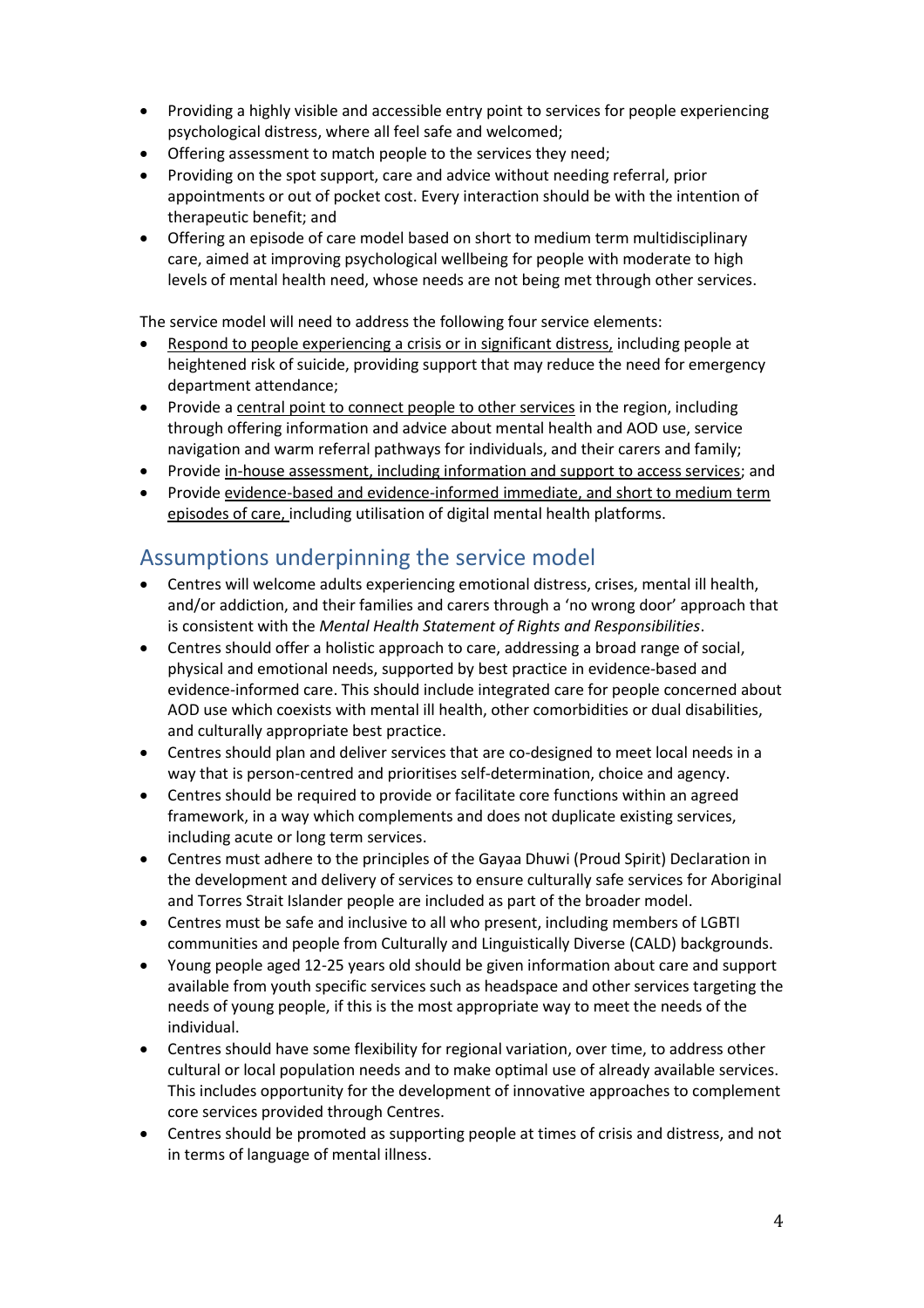- Providing a highly visible and accessible entry point to services for people experiencing psychological distress, where all feel safe and welcomed;
- Offering assessment to match people to the services they need;
- Providing on the spot support, care and advice without needing referral, prior appointments or out of pocket cost. Every interaction should be with the intention of therapeutic benefit; and
- Offering an episode of care model based on short to medium term multidisciplinary care, aimed at improving psychological wellbeing for people with moderate to high levels of mental health need, whose needs are not being met through other services.

The service model will need to address the following four service elements:

- Respond to people experiencing a crisis or in significant distress, including people at heightened risk of suicide, providing support that may reduce the need for emergency department attendance;
- Provide a central point to connect people to other services in the region, including through offering information and advice about mental health and AOD use, service navigation and warm referral pathways for individuals, and their carers and family;
- Provide in-house assessment, including information and support to access services; and
- Provide evidence-based and evidence-informed immediate, and short to medium term episodes of care, including utilisation of digital mental health platforms.

## Assumptions underpinning the service model

- Centres will welcome adults experiencing emotional distress, crises, mental ill health, and/or addiction, and their families and carers through a 'no wrong door' approach that is consistent with the *Mental Health Statement of Rights and Responsibilities*.
- Centres should offer a holistic approach to care, addressing a broad range of social, physical and emotional needs, supported by best practice in evidence-based and evidence-informed care. This should include integrated care for people concerned about AOD use which coexists with mental ill health, other comorbidities or dual disabilities, and culturally appropriate best practice.
- Centres should plan and deliver services that are co-designed to meet local needs in a way that is person-centred and prioritises self-determination, choice and agency.
- Centres should be required to provide or facilitate core functions within an agreed framework, in a way which complements and does not duplicate existing services, including acute or long term services.
- Centres must adhere to the principles of the Gayaa Dhuwi (Proud Spirit) Declaration in the development and delivery of services to ensure culturally safe services for Aboriginal and Torres Strait Islander people are included as part of the broader model.
- Centres must be safe and inclusive to all who present, including members of LGBTI communities and people from Culturally and Linguistically Diverse (CALD) backgrounds.
- Young people aged 12-25 years old should be given information about care and support available from youth specific services such as headspace and other services targeting the needs of young people, if this is the most appropriate way to meet the needs of the individual.
- Centres should have some flexibility for regional variation, over time, to address other cultural or local population needs and to make optimal use of already available services. This includes opportunity for the development of innovative approaches to complement core services provided through Centres.
- Centres should be promoted as supporting people at times of crisis and distress, and not in terms of language of mental illness.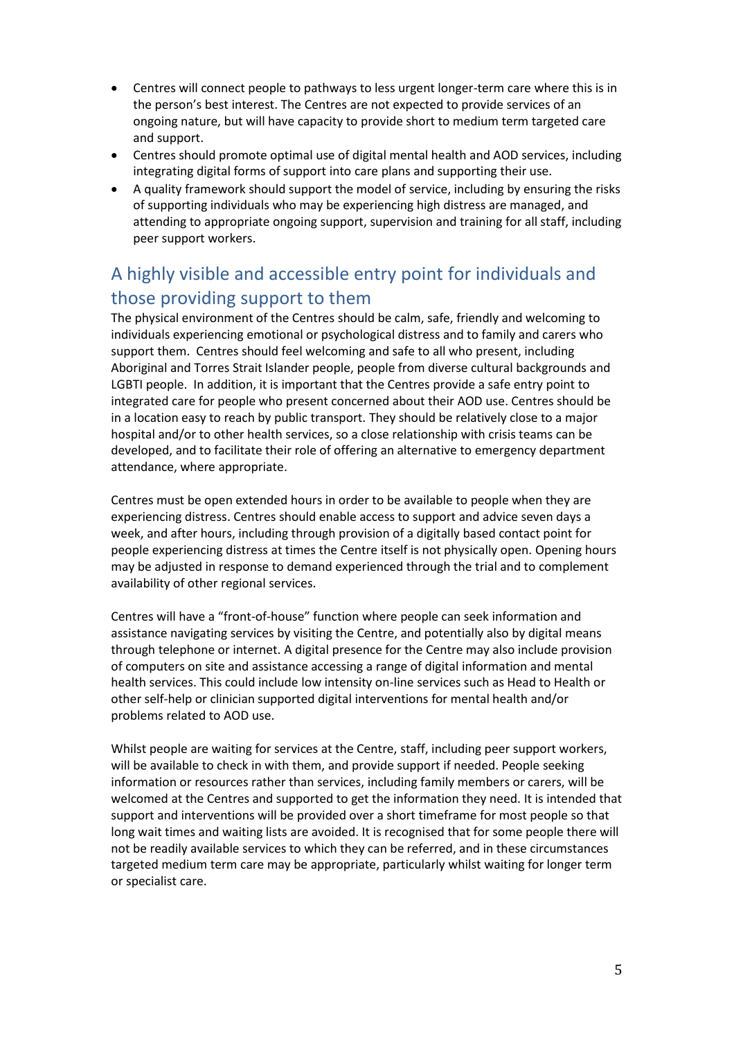- Centres will connect people to pathways to less urgent longer-term care where this is in the person's best interest. The Centres are not expected to provide services of an ongoing nature, but will have capacity to provide short to medium term targeted care and support.
- Centres should promote optimal use of digital mental health and AOD services, including integrating digital forms of support into care plans and supporting their use.
- A quality framework should support the model of service, including by ensuring the risks of supporting individuals who may be experiencing high distress are managed, and attending to appropriate ongoing support, supervision and training for all staff, including peer support workers.

## A highly visible and accessible entry point for individuals and those providing support to them

The physical environment of the Centres should be calm, safe, friendly and welcoming to individuals experiencing emotional or psychological distress and to family and carers who support them. Centres should feel welcoming and safe to all who present, including Aboriginal and Torres Strait Islander people, people from diverse cultural backgrounds and LGBTI people. In addition, it is important that the Centres provide a safe entry point to integrated care for people who present concerned about their AOD use. Centres should be in a location easy to reach by public transport. They should be relatively close to a major hospital and/or to other health services, so a close relationship with crisis teams can be developed, and to facilitate their role of offering an alternative to emergency department attendance, where appropriate.

Centres must be open extended hours in order to be available to people when they are experiencing distress. Centres should enable access to support and advice seven days a week, and after hours, including through provision of a digitally based contact point for people experiencing distress at times the Centre itself is not physically open. Opening hours may be adjusted in response to demand experienced through the trial and to complement availability of other regional services.

Centres will have a "front-of-house" function where people can seek information and assistance navigating services by visiting the Centre, and potentially also by digital means through telephone or internet. A digital presence for the Centre may also include provision of computers on site and assistance accessing a range of digital information and mental health services. This could include low intensity on-line services such as Head to Health or other self-help or clinician supported digital interventions for mental health and/or problems related to AOD use.

Whilst people are waiting for services at the Centre, staff, including peer support workers, will be available to check in with them, and provide support if needed. People seeking information or resources rather than services, including family members or carers, will be welcomed at the Centres and supported to get the information they need. It is intended that support and interventions will be provided over a short timeframe for most people so that long wait times and waiting lists are avoided. It is recognised that for some people there will not be readily available services to which they can be referred, and in these circumstances targeted medium term care may be appropriate, particularly whilst waiting for longer term or specialist care.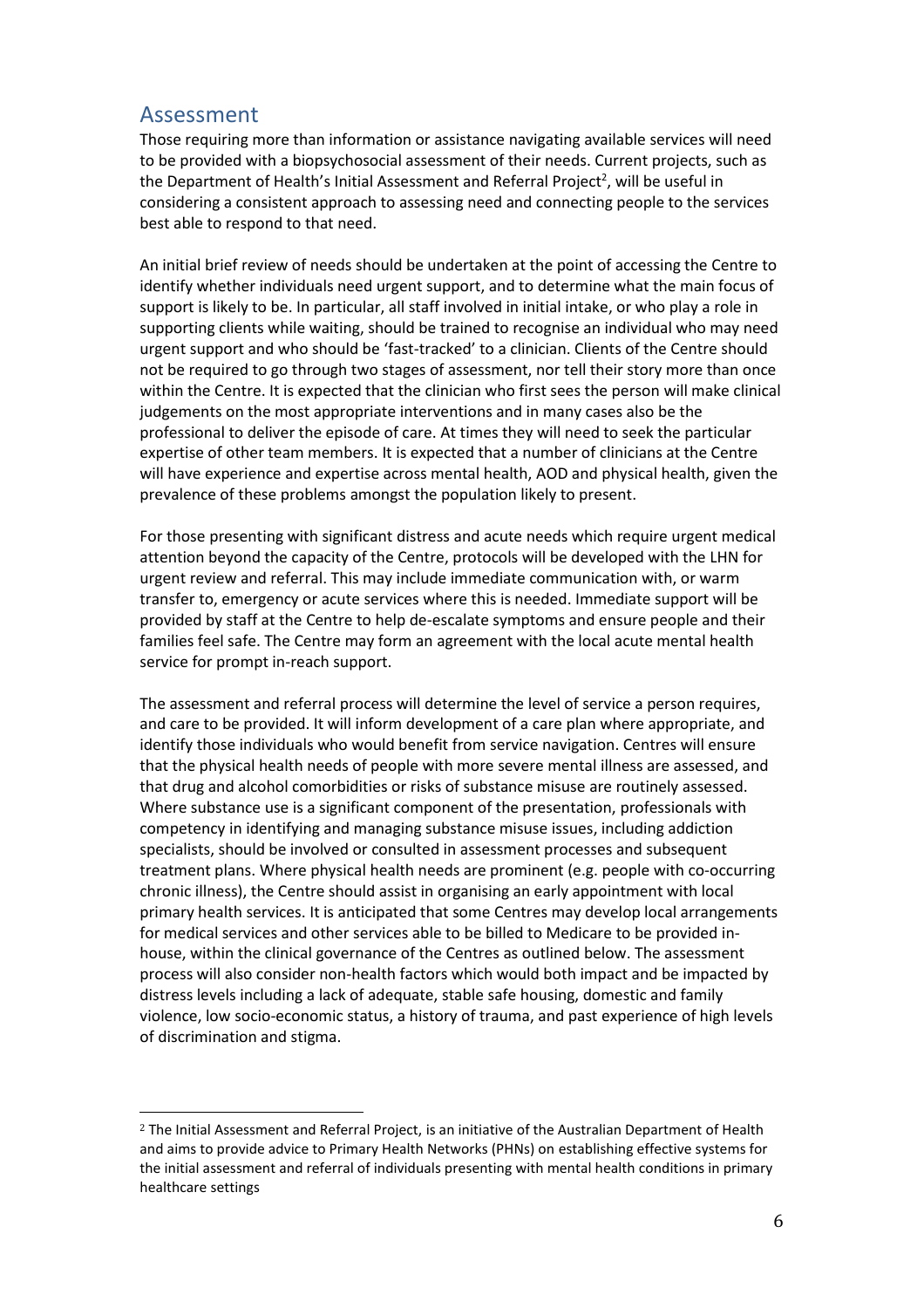## Assessment

Those requiring more than information or assistance navigating available services will need to be provided with a biopsychosocial assessment of their needs. Current projects, such as the Department of Health's Initial Assessment and Referral Project[2], will be useful in considering a consistent approach to assessing need and connecting people to the services best able to respond to that need.

An initial brief review of needs should be undertaken at the point of accessing the Centre to identify whether individuals need urgent support, and to determine what the main focus of support is likely to be. In particular, all staff involved in initial intake, or who play a role in supporting clients while waiting, should be trained to recognise an individual who may need urgent support and who should be 'fast-tracked' to a clinician. Clients of the Centre should not be required to go through two stages of assessment, nor tell their story more than once within the Centre. It is expected that the clinician who first sees the person will make clinical judgements on the most appropriate interventions and in many cases also be the professional to deliver the episode of care. At times they will need to seek the particular expertise of other team members. It is expected that a number of clinicians at the Centre will have experience and expertise across mental health, AOD and physical health, given the prevalence of these problems amongst the population likely to present.

For those presenting with significant distress and acute needs which require urgent medical attention beyond the capacity of the Centre, protocols will be developed with the LHN for urgent review and referral. This may include immediate communication with, or warm transfer to, emergency or acute services where this is needed. Immediate support will be provided by staff at the Centre to help de-escalate symptoms and ensure people and their families feel safe. The Centre may form an agreement with the local acute mental health service for prompt in-reach support.

The assessment and referral process will determine the level of service a person requires, and care to be provided. It will inform development of a care plan where appropriate, and identify those individuals who would benefit from service navigation. Centres will ensure that the physical health needs of people with more severe mental illness are assessed, and that drug and alcohol comorbidities or risks of substance misuse are routinely assessed. Where substance use is a significant component of the presentation, professionals with competency in identifying and managing substance misuse issues, including addiction specialists, should be involved or consulted in assessment processes and subsequent treatment plans. Where physical health needs are prominent (e.g. people with co-occurring chronic illness), the Centre should assist in organising an early appointment with local primary health services. It is anticipated that some Centres may develop local arrangements for medical services and other services able to be billed to Medicare to be provided in-house, within the clinical governance of the Centres as outlined below. The assessment process will also consider non-health factors which would both impact and be impacted by distress levels including a lack of adequate, stable safe housing, domestic and family violence, low socio-economic status, a history of trauma, and past experience of high levels of discrimination and stigma.

---

[2] The Initial Assessment and Referral Project, is an initiative of the Australian Department of Health and aims to provide advice to Primary Health Networks (PHNs) on establishing effective systems for the initial assessment and referral of individuals presenting with mental health conditions in primary healthcare settings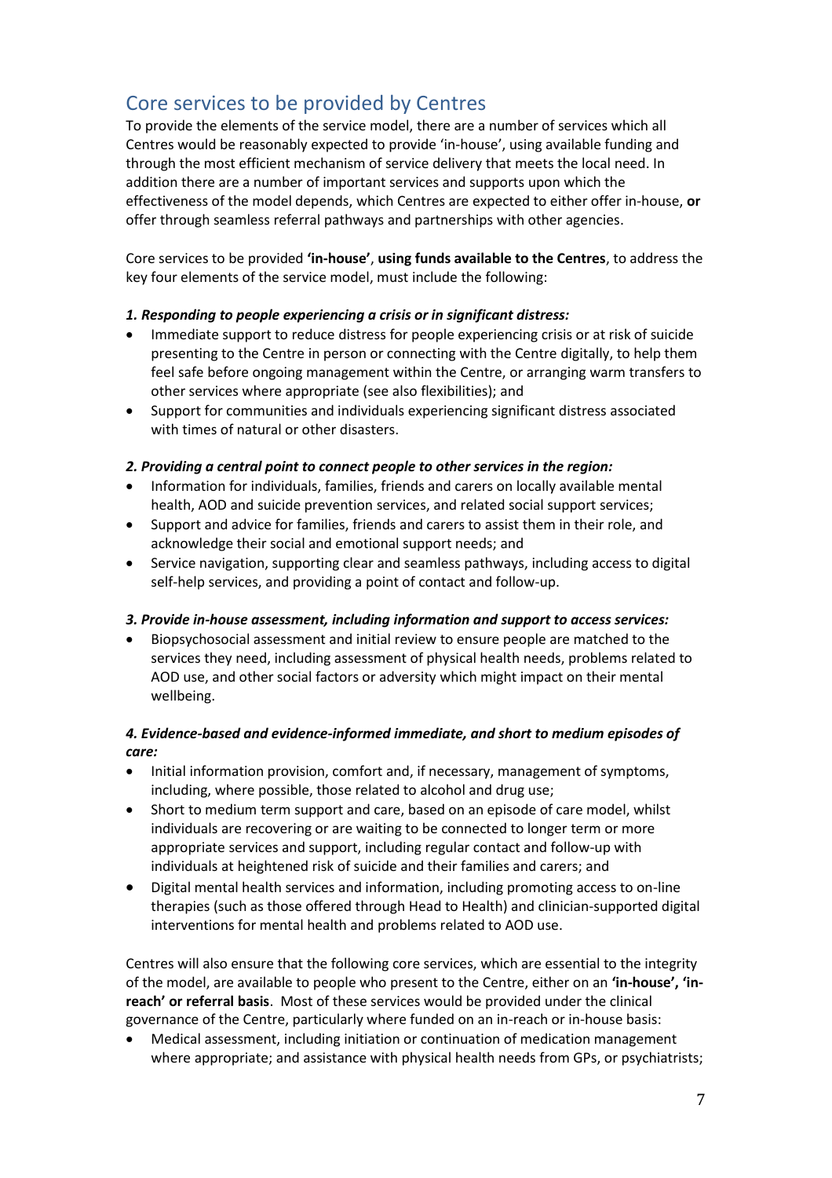## Core services to be provided by Centres

To provide the elements of the service model, there are a number of services which all Centres would be reasonably expected to provide 'in-house', using available funding and through the most efficient mechanism of service delivery that meets the local need. In addition there are a number of important services and supports upon which the effectiveness of the model depends, which Centres are expected to either offer in-house, **or** offer through seamless referral pathways and partnerships with other agencies.

Core services to be provided **'in-house'**, **using funds available to the Centres**, to address the key four elements of the service model, must include the following:

***1. Responding to people experiencing a crisis or in significant distress:***

- Immediate support to reduce distress for people experiencing crisis or at risk of suicide presenting to the Centre in person or connecting with the Centre digitally, to help them feel safe before ongoing management within the Centre, or arranging warm transfers to other services where appropriate (see also flexibilities); and
- Support for communities and individuals experiencing significant distress associated with times of natural or other disasters.

***2. Providing a central point to connect people to other services in the region:***

- Information for individuals, families, friends and carers on locally available mental health, AOD and suicide prevention services, and related social support services;
- Support and advice for families, friends and carers to assist them in their role, and acknowledge their social and emotional support needs; and
- Service navigation, supporting clear and seamless pathways, including access to digital self-help services, and providing a point of contact and follow-up.

***3. Provide in-house assessment, including information and support to access services:***

- Biopsychosocial assessment and initial review to ensure people are matched to the services they need, including assessment of physical health needs, problems related to AOD use, and other social factors or adversity which might impact on their mental wellbeing.

***4. Evidence-based and evidence-informed immediate, and short to medium episodes of care:***

- Initial information provision, comfort and, if necessary, management of symptoms, including, where possible, those related to alcohol and drug use;
- Short to medium term support and care, based on an episode of care model, whilst individuals are recovering or are waiting to be connected to longer term or more appropriate services and support, including regular contact and follow-up with individuals at heightened risk of suicide and their families and carers; and
- Digital mental health services and information, including promoting access to on-line therapies (such as those offered through Head to Health) and clinician-supported digital interventions for mental health and problems related to AOD use.

Centres will also ensure that the following core services, which are essential to the integrity of the model, are available to people who present to the Centre, either on an **'in-house', 'in-reach' or referral basis**. Most of these services would be provided under the clinical governance of the Centre, particularly where funded on an in-reach or in-house basis:

- Medical assessment, including initiation or continuation of medication management where appropriate; and assistance with physical health needs from GPs, or psychiatrists;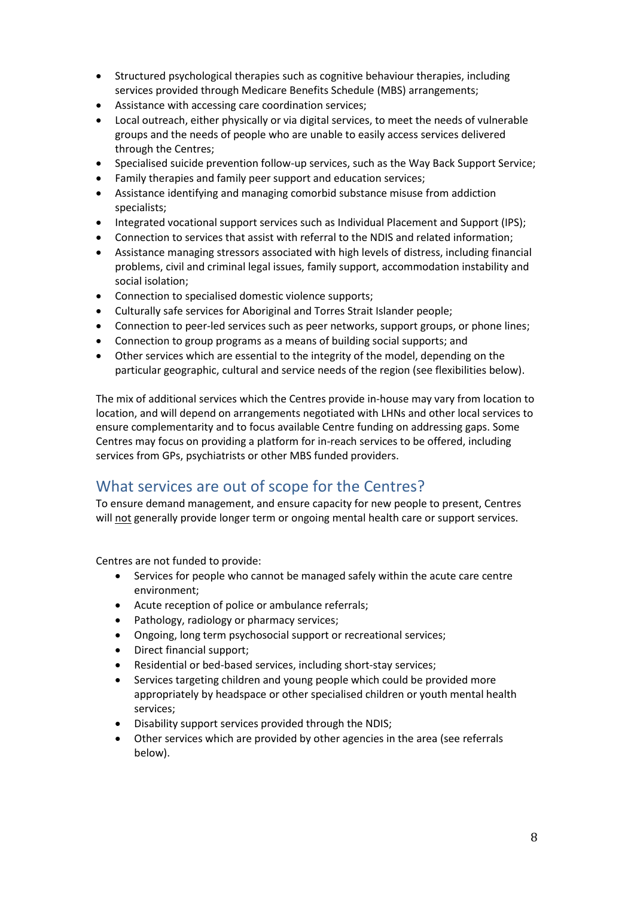- Structured psychological therapies such as cognitive behaviour therapies, including services provided through Medicare Benefits Schedule (MBS) arrangements;
- Assistance with accessing care coordination services;
- Local outreach, either physically or via digital services, to meet the needs of vulnerable groups and the needs of people who are unable to easily access services delivered through the Centres;
- Specialised suicide prevention follow-up services, such as the Way Back Support Service;
- Family therapies and family peer support and education services;
- Assistance identifying and managing comorbid substance misuse from addiction specialists;
- Integrated vocational support services such as Individual Placement and Support (IPS);
- Connection to services that assist with referral to the NDIS and related information;
- Assistance managing stressors associated with high levels of distress, including financial problems, civil and criminal legal issues, family support, accommodation instability and social isolation;
- Connection to specialised domestic violence supports;
- Culturally safe services for Aboriginal and Torres Strait Islander people;
- Connection to peer-led services such as peer networks, support groups, or phone lines;
- Connection to group programs as a means of building social supports; and
- Other services which are essential to the integrity of the model, depending on the particular geographic, cultural and service needs of the region (see flexibilities below).

The mix of additional services which the Centres provide in-house may vary from location to location, and will depend on arrangements negotiated with LHNs and other local services to ensure complementarity and to focus available Centre funding on addressing gaps. Some Centres may focus on providing a platform for in-reach services to be offered, including services from GPs, psychiatrists or other MBS funded providers.

## What services are out of scope for the Centres?

To ensure demand management, and ensure capacity for new people to present, Centres will <u>not</u> generally provide longer term or ongoing mental health care or support services.

Centres are not funded to provide:

- Services for people who cannot be managed safely within the acute care centre environment;
- Acute reception of police or ambulance referrals;
- Pathology, radiology or pharmacy services;
- Ongoing, long term psychosocial support or recreational services;
- Direct financial support;
- Residential or bed-based services, including short-stay services;
- Services targeting children and young people which could be provided more appropriately by headspace or other specialised children or youth mental health services;
- Disability support services provided through the NDIS;
- Other services which are provided by other agencies in the area (see referrals below).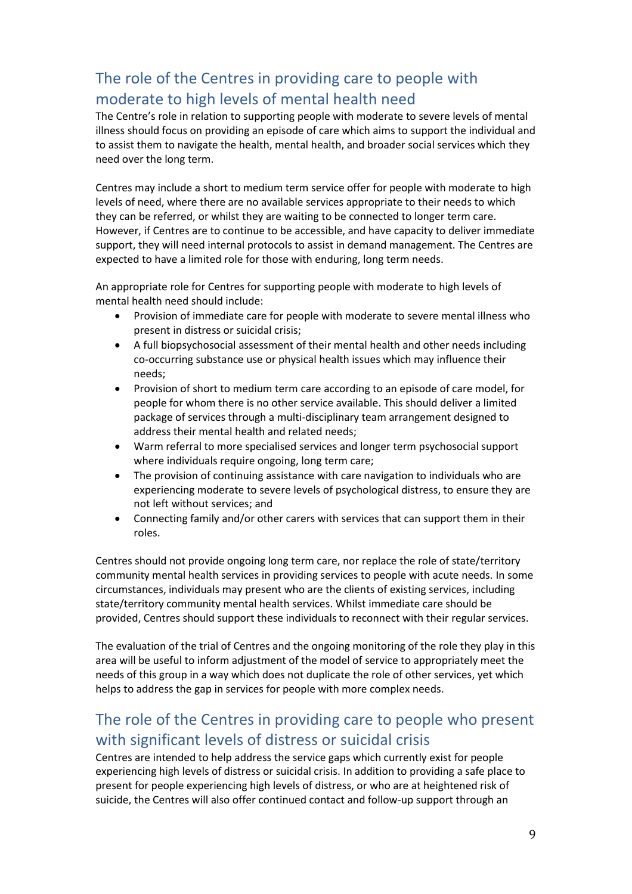## The role of the Centres in providing care to people with moderate to high levels of mental health need

The Centre's role in relation to supporting people with moderate to severe levels of mental illness should focus on providing an episode of care which aims to support the individual and to assist them to navigate the health, mental health, and broader social services which they need over the long term.

Centres may include a short to medium term service offer for people with moderate to high levels of need, where there are no available services appropriate to their needs to which they can be referred, or whilst they are waiting to be connected to longer term care. However, if Centres are to continue to be accessible, and have capacity to deliver immediate support, they will need internal protocols to assist in demand management. The Centres are expected to have a limited role for those with enduring, long term needs.

An appropriate role for Centres for supporting people with moderate to high levels of mental health need should include:

- Provision of immediate care for people with moderate to severe mental illness who present in distress or suicidal crisis;
- A full biopsychosocial assessment of their mental health and other needs including co-occurring substance use or physical health issues which may influence their needs;
- Provision of short to medium term care according to an episode of care model, for people for whom there is no other service available. This should deliver a limited package of services through a multi-disciplinary team arrangement designed to address their mental health and related needs;
- Warm referral to more specialised services and longer term psychosocial support where individuals require ongoing, long term care;
- The provision of continuing assistance with care navigation to individuals who are experiencing moderate to severe levels of psychological distress, to ensure they are not left without services; and
- Connecting family and/or other carers with services that can support them in their roles.

Centres should not provide ongoing long term care, nor replace the role of state/territory community mental health services in providing services to people with acute needs. In some circumstances, individuals may present who are the clients of existing services, including state/territory community mental health services. Whilst immediate care should be provided, Centres should support these individuals to reconnect with their regular services.

The evaluation of the trial of Centres and the ongoing monitoring of the role they play in this area will be useful to inform adjustment of the model of service to appropriately meet the needs of this group in a way which does not duplicate the role of other services, yet which helps to address the gap in services for people with more complex needs.

## The role of the Centres in providing care to people who present with significant levels of distress or suicidal crisis

Centres are intended to help address the service gaps which currently exist for people experiencing high levels of distress or suicidal crisis. In addition to providing a safe place to present for people experiencing high levels of distress, or who are at heightened risk of suicide, the Centres will also offer continued contact and follow-up support through an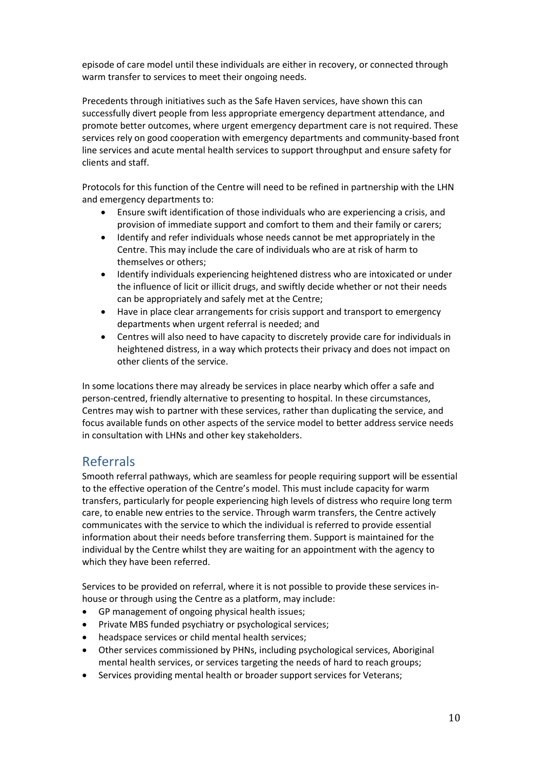episode of care model until these individuals are either in recovery, or connected through warm transfer to services to meet their ongoing needs.

Precedents through initiatives such as the Safe Haven services, have shown this can successfully divert people from less appropriate emergency department attendance, and promote better outcomes, where urgent emergency department care is not required. These services rely on good cooperation with emergency departments and community-based front line services and acute mental health services to support throughput and ensure safety for clients and staff.

Protocols for this function of the Centre will need to be refined in partnership with the LHN and emergency departments to:

- Ensure swift identification of those individuals who are experiencing a crisis, and provision of immediate support and comfort to them and their family or carers;
- Identify and refer individuals whose needs cannot be met appropriately in the Centre. This may include the care of individuals who are at risk of harm to themselves or others;
- Identify individuals experiencing heightened distress who are intoxicated or under the influence of licit or illicit drugs, and swiftly decide whether or not their needs can be appropriately and safely met at the Centre;
- Have in place clear arrangements for crisis support and transport to emergency departments when urgent referral is needed; and
- Centres will also need to have capacity to discretely provide care for individuals in heightened distress, in a way which protects their privacy and does not impact on other clients of the service.

In some locations there may already be services in place nearby which offer a safe and person-centred, friendly alternative to presenting to hospital. In these circumstances, Centres may wish to partner with these services, rather than duplicating the service, and focus available funds on other aspects of the service model to better address service needs in consultation with LHNs and other key stakeholders.

## Referrals

Smooth referral pathways, which are seamless for people requiring support will be essential to the effective operation of the Centre's model. This must include capacity for warm transfers, particularly for people experiencing high levels of distress who require long term care, to enable new entries to the service. Through warm transfers, the Centre actively communicates with the service to which the individual is referred to provide essential information about their needs before transferring them. Support is maintained for the individual by the Centre whilst they are waiting for an appointment with the agency to which they have been referred.

Services to be provided on referral, where it is not possible to provide these services in-house or through using the Centre as a platform, may include:

- GP management of ongoing physical health issues;
- Private MBS funded psychiatry or psychological services;
- headspace services or child mental health services;
- Other services commissioned by PHNs, including psychological services, Aboriginal mental health services, or services targeting the needs of hard to reach groups;
- Services providing mental health or broader support services for Veterans;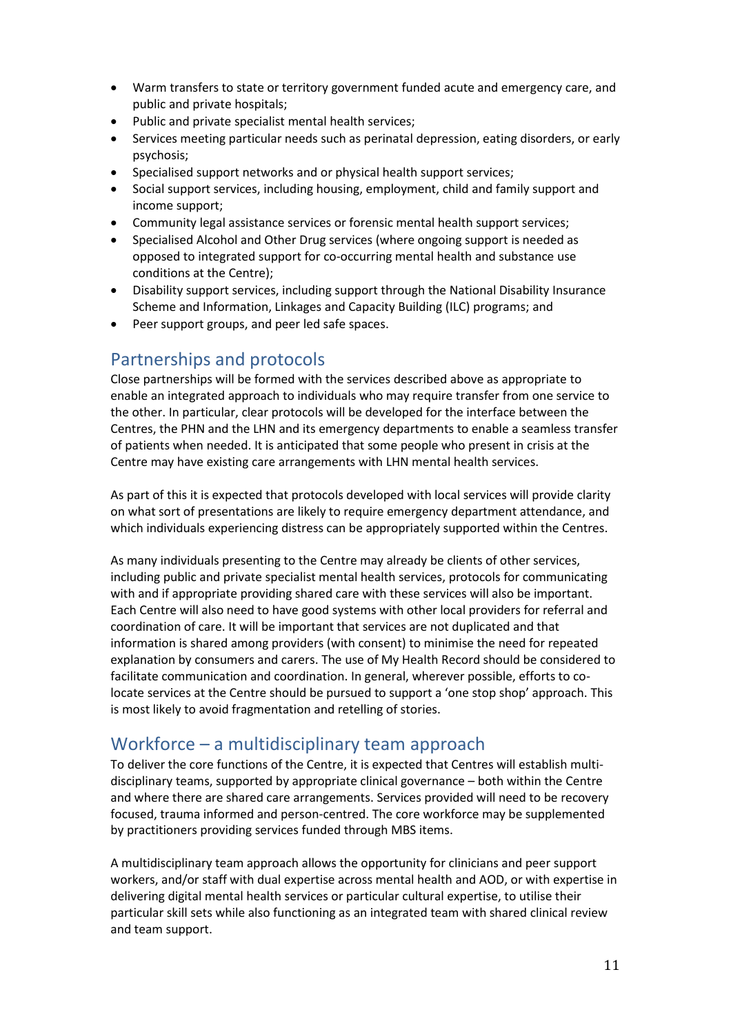- Warm transfers to state or territory government funded acute and emergency care, and public and private hospitals;
- Public and private specialist mental health services;
- Services meeting particular needs such as perinatal depression, eating disorders, or early psychosis;
- Specialised support networks and or physical health support services;
- Social support services, including housing, employment, child and family support and income support;
- Community legal assistance services or forensic mental health support services;
- Specialised Alcohol and Other Drug services (where ongoing support is needed as opposed to integrated support for co-occurring mental health and substance use conditions at the Centre);
- Disability support services, including support through the National Disability Insurance Scheme and Information, Linkages and Capacity Building (ILC) programs; and
- Peer support groups, and peer led safe spaces.

## Partnerships and protocols

Close partnerships will be formed with the services described above as appropriate to enable an integrated approach to individuals who may require transfer from one service to the other. In particular, clear protocols will be developed for the interface between the Centres, the PHN and the LHN and its emergency departments to enable a seamless transfer of patients when needed. It is anticipated that some people who present in crisis at the Centre may have existing care arrangements with LHN mental health services.

As part of this it is expected that protocols developed with local services will provide clarity on what sort of presentations are likely to require emergency department attendance, and which individuals experiencing distress can be appropriately supported within the Centres.

As many individuals presenting to the Centre may already be clients of other services, including public and private specialist mental health services, protocols for communicating with and if appropriate providing shared care with these services will also be important. Each Centre will also need to have good systems with other local providers for referral and coordination of care. It will be important that services are not duplicated and that information is shared among providers (with consent) to minimise the need for repeated explanation by consumers and carers. The use of My Health Record should be considered to facilitate communication and coordination. In general, wherever possible, efforts to co-locate services at the Centre should be pursued to support a 'one stop shop' approach. This is most likely to avoid fragmentation and retelling of stories.

## Workforce – a multidisciplinary team approach

To deliver the core functions of the Centre, it is expected that Centres will establish multi-disciplinary teams, supported by appropriate clinical governance – both within the Centre and where there are shared care arrangements. Services provided will need to be recovery focused, trauma informed and person-centred. The core workforce may be supplemented by practitioners providing services funded through MBS items.

A multidisciplinary team approach allows the opportunity for clinicians and peer support workers, and/or staff with dual expertise across mental health and AOD, or with expertise in delivering digital mental health services or particular cultural expertise, to utilise their particular skill sets while also functioning as an integrated team with shared clinical review and team support.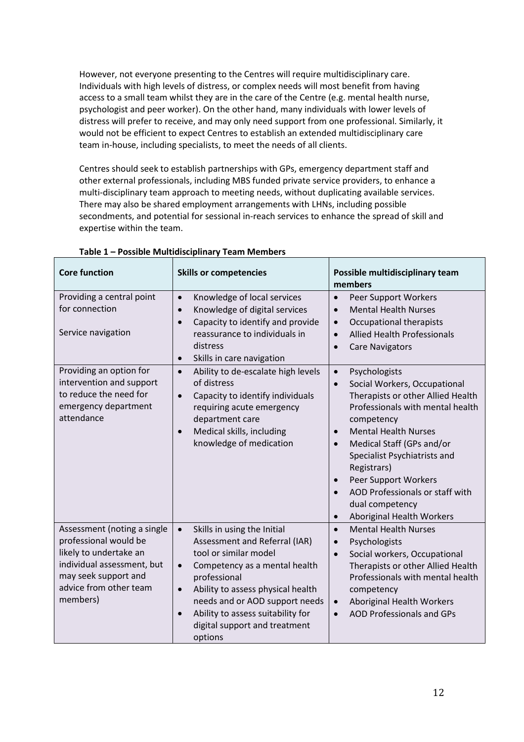However, not everyone presenting to the Centres will require multidisciplinary care. Individuals with high levels of distress, or complex needs will most benefit from having access to a small team whilst they are in the care of the Centre (e.g. mental health nurse, psychologist and peer worker). On the other hand, many individuals with lower levels of distress will prefer to receive, and may only need support from one professional. Similarly, it would not be efficient to expect Centres to establish an extended multidisciplinary care team in-house, including specialists, to meet the needs of all clients.

Centres should seek to establish partnerships with GPs, emergency department staff and other external professionals, including MBS funded private service providers, to enhance a multi-disciplinary team approach to meeting needs, without duplicating available services. There may also be shared employment arrangements with LHNs, including possible secondments, and potential for sessional in-reach services to enhance the spread of skill and expertise within the team.

**Table 1 – Possible Multidisciplinary Team Members**

| Core function | Skills or competencies | Possible multidisciplinary team members |
|---|---|---|
| Providing a central point for connection<br><br>Service navigation | • Knowledge of local services<br>• Knowledge of digital services<br>• Capacity to identify and provide reassurance to individuals in distress<br>• Skills in care navigation | • Peer Support Workers<br>• Mental Health Nurses<br>• Occupational therapists<br>• Allied Health Professionals<br>• Care Navigators |
| Providing an option for intervention and support to reduce the need for emergency department attendance | • Ability to de-escalate high levels of distress<br>• Capacity to identify individuals requiring acute emergency department care<br>• Medical skills, including knowledge of medication | • Psychologists<br>• Social Workers, Occupational Therapists or other Allied Health Professionals with mental health competency<br>• Mental Health Nurses<br>• Medical Staff (GPs and/or Specialist Psychiatrists and Registrars)<br>• Peer Support Workers<br>• AOD Professionals or staff with dual competency<br>• Aboriginal Health Workers |
| Assessment (noting a single professional would be likely to undertake an individual assessment, but may seek support and advice from other team members) | • Skills in using the Initial Assessment and Referral (IAR) tool or similar model<br>• Competency as a mental health professional<br>• Ability to assess physical health needs and or AOD support needs<br>• Ability to assess suitability for digital support and treatment options | • Mental Health Nurses<br>• Psychologists<br>• Social workers, Occupational Therapists or other Allied Health Professionals with mental health competency<br>• Aboriginal Health Workers<br>• AOD Professionals and GPs |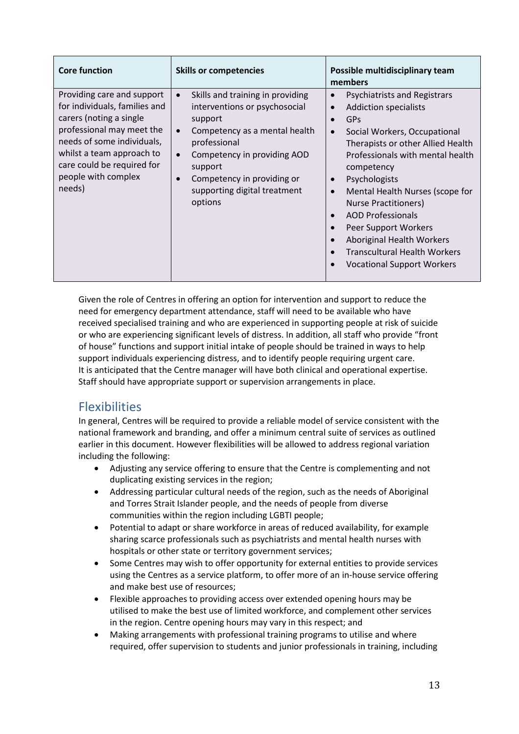| Core function | Skills or competencies | Possible multidisciplinary team members |
| --- | --- | --- |
| Providing care and support for individuals, families and carers (noting a single professional may meet the needs of some individuals, whilst a team approach to care could be required for people with complex needs) | • Skills and training in providing interventions or psychosocial support<br>• Competency as a mental health professional<br>• Competency in providing AOD support<br>• Competency in providing or supporting digital treatment options | • Psychiatrists and Registrars<br>• Addiction specialists<br>• GPs<br>• Social Workers, Occupational Therapists or other Allied Health Professionals with mental health competency<br>• Psychologists<br>• Mental Health Nurses (scope for Nurse Practitioners)<br>• AOD Professionals<br>• Peer Support Workers<br>• Aboriginal Health Workers<br>• Transcultural Health Workers<br>• Vocational Support Workers |

Given the role of Centres in offering an option for intervention and support to reduce the need for emergency department attendance, staff will need to be available who have received specialised training and who are experienced in supporting people at risk of suicide or who are experiencing significant levels of distress. In addition, all staff who provide "front of house" functions and support initial intake of people should be trained in ways to help support individuals experiencing distress, and to identify people requiring urgent care. It is anticipated that the Centre manager will have both clinical and operational expertise. Staff should have appropriate support or supervision arrangements in place.

## Flexibilities

In general, Centres will be required to provide a reliable model of service consistent with the national framework and branding, and offer a minimum central suite of services as outlined earlier in this document. However flexibilities will be allowed to address regional variation including the following:

- Adjusting any service offering to ensure that the Centre is complementing and not duplicating existing services in the region;
- Addressing particular cultural needs of the region, such as the needs of Aboriginal and Torres Strait Islander people, and the needs of people from diverse communities within the region including LGBTI people;
- Potential to adapt or share workforce in areas of reduced availability, for example sharing scarce professionals such as psychiatrists and mental health nurses with hospitals or other state or territory government services;
- Some Centres may wish to offer opportunity for external entities to provide services using the Centres as a service platform, to offer more of an in-house service offering and make best use of resources;
- Flexible approaches to providing access over extended opening hours may be utilised to make the best use of limited workforce, and complement other services in the region. Centre opening hours may vary in this respect; and
- Making arrangements with professional training programs to utilise and where required, offer supervision to students and junior professionals in training, including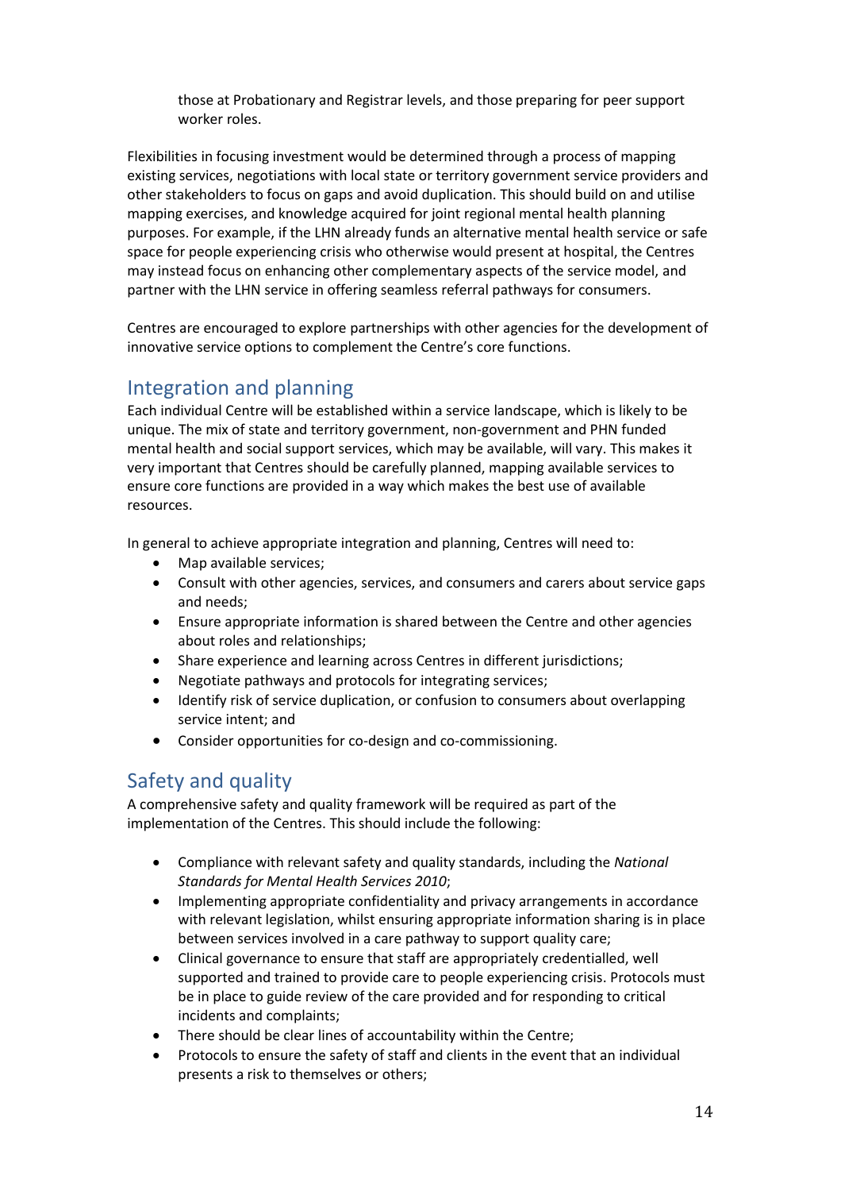those at Probationary and Registrar levels, and those preparing for peer support worker roles.

Flexibilities in focusing investment would be determined through a process of mapping existing services, negotiations with local state or territory government service providers and other stakeholders to focus on gaps and avoid duplication. This should build on and utilise mapping exercises, and knowledge acquired for joint regional mental health planning purposes. For example, if the LHN already funds an alternative mental health service or safe space for people experiencing crisis who otherwise would present at hospital, the Centres may instead focus on enhancing other complementary aspects of the service model, and partner with the LHN service in offering seamless referral pathways for consumers.

Centres are encouraged to explore partnerships with other agencies for the development of innovative service options to complement the Centre's core functions.

## Integration and planning

Each individual Centre will be established within a service landscape, which is likely to be unique. The mix of state and territory government, non-government and PHN funded mental health and social support services, which may be available, will vary. This makes it very important that Centres should be carefully planned, mapping available services to ensure core functions are provided in a way which makes the best use of available resources.

In general to achieve appropriate integration and planning, Centres will need to:

- Map available services;
- Consult with other agencies, services, and consumers and carers about service gaps and needs;
- Ensure appropriate information is shared between the Centre and other agencies about roles and relationships;
- Share experience and learning across Centres in different jurisdictions;
- Negotiate pathways and protocols for integrating services;
- Identify risk of service duplication, or confusion to consumers about overlapping service intent; and
- Consider opportunities for co-design and co-commissioning.

## Safety and quality

A comprehensive safety and quality framework will be required as part of the implementation of the Centres. This should include the following:

- Compliance with relevant safety and quality standards, including the *National Standards for Mental Health Services 2010*;
- Implementing appropriate confidentiality and privacy arrangements in accordance with relevant legislation, whilst ensuring appropriate information sharing is in place between services involved in a care pathway to support quality care;
- Clinical governance to ensure that staff are appropriately credentialled, well supported and trained to provide care to people experiencing crisis. Protocols must be in place to guide review of the care provided and for responding to critical incidents and complaints;
- There should be clear lines of accountability within the Centre;
- Protocols to ensure the safety of staff and clients in the event that an individual presents a risk to themselves or others;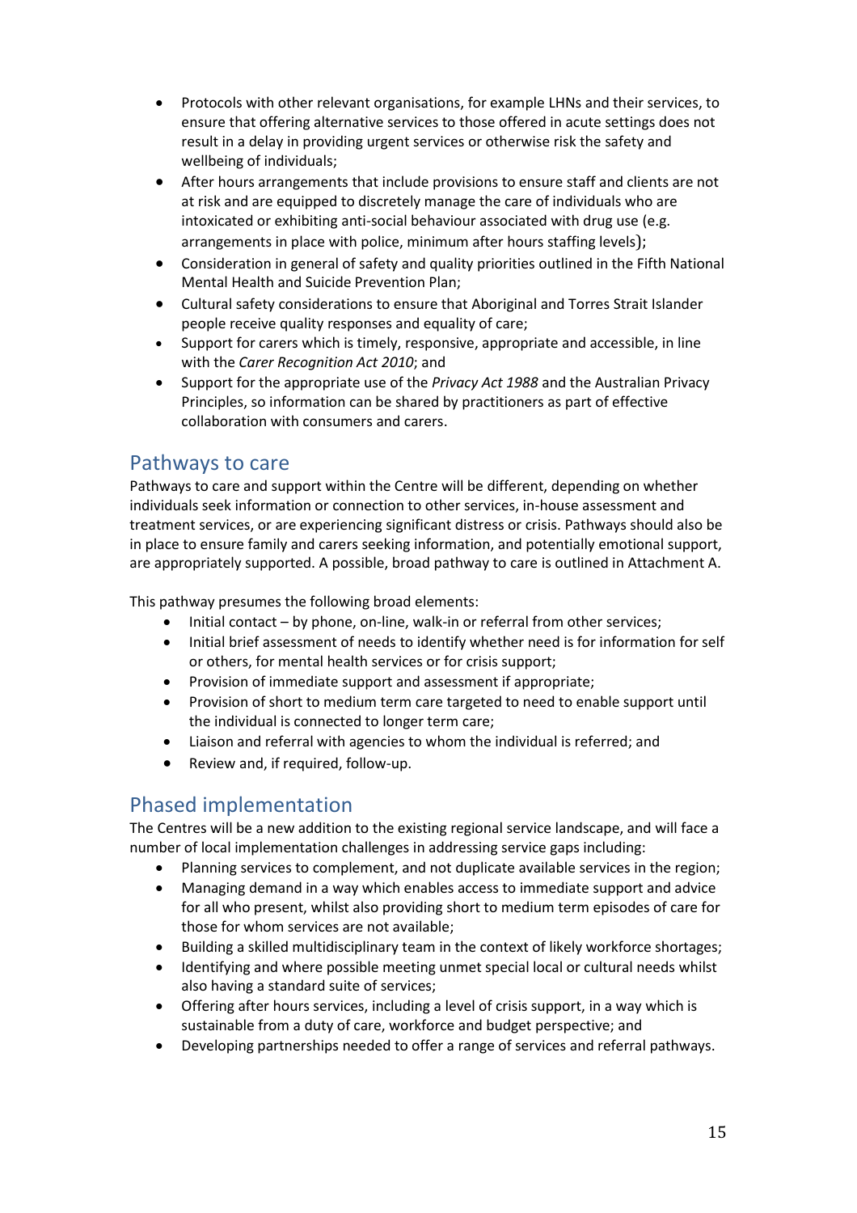- Protocols with other relevant organisations, for example LHNs and their services, to ensure that offering alternative services to those offered in acute settings does not result in a delay in providing urgent services or otherwise risk the safety and wellbeing of individuals;
- After hours arrangements that include provisions to ensure staff and clients are not at risk and are equipped to discretely manage the care of individuals who are intoxicated or exhibiting anti-social behaviour associated with drug use (e.g. arrangements in place with police, minimum after hours staffing levels);
- Consideration in general of safety and quality priorities outlined in the Fifth National Mental Health and Suicide Prevention Plan;
- Cultural safety considerations to ensure that Aboriginal and Torres Strait Islander people receive quality responses and equality of care;
- Support for carers which is timely, responsive, appropriate and accessible, in line with the *Carer Recognition Act 2010*; and
- Support for the appropriate use of the *Privacy Act 1988* and the Australian Privacy Principles, so information can be shared by practitioners as part of effective collaboration with consumers and carers.

## Pathways to care

Pathways to care and support within the Centre will be different, depending on whether individuals seek information or connection to other services, in-house assessment and treatment services, or are experiencing significant distress or crisis. Pathways should also be in place to ensure family and carers seeking information, and potentially emotional support, are appropriately supported. A possible, broad pathway to care is outlined in Attachment A.

This pathway presumes the following broad elements:

- Initial contact – by phone, on-line, walk-in or referral from other services;
- Initial brief assessment of needs to identify whether need is for information for self or others, for mental health services or for crisis support;
- Provision of immediate support and assessment if appropriate;
- Provision of short to medium term care targeted to need to enable support until the individual is connected to longer term care;
- Liaison and referral with agencies to whom the individual is referred; and
- Review and, if required, follow-up.

## Phased implementation

The Centres will be a new addition to the existing regional service landscape, and will face a number of local implementation challenges in addressing service gaps including:

- Planning services to complement, and not duplicate available services in the region;
- Managing demand in a way which enables access to immediate support and advice for all who present, whilst also providing short to medium term episodes of care for those for whom services are not available;
- Building a skilled multidisciplinary team in the context of likely workforce shortages;
- Identifying and where possible meeting unmet special local or cultural needs whilst also having a standard suite of services;
- Offering after hours services, including a level of crisis support, in a way which is sustainable from a duty of care, workforce and budget perspective; and
- Developing partnerships needed to offer a range of services and referral pathways.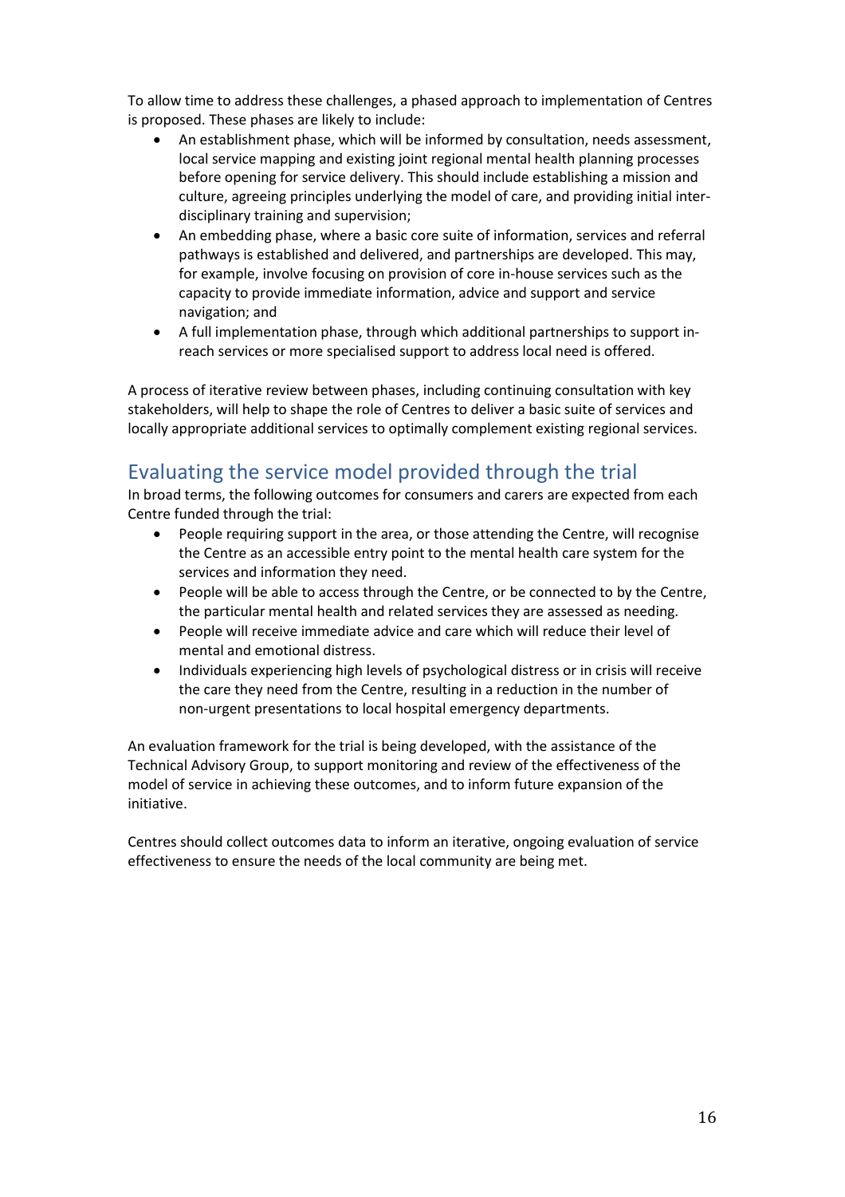To allow time to address these challenges, a phased approach to implementation of Centres is proposed. These phases are likely to include:

- An establishment phase, which will be informed by consultation, needs assessment, local service mapping and existing joint regional mental health planning processes before opening for service delivery. This should include establishing a mission and culture, agreeing principles underlying the model of care, and providing initial inter-disciplinary training and supervision;
- An embedding phase, where a basic core suite of information, services and referral pathways is established and delivered, and partnerships are developed. This may, for example, involve focusing on provision of core in-house services such as the capacity to provide immediate information, advice and support and service navigation; and
- A full implementation phase, through which additional partnerships to support in-reach services or more specialised support to address local need is offered.

A process of iterative review between phases, including continuing consultation with key stakeholders, will help to shape the role of Centres to deliver a basic suite of services and locally appropriate additional services to optimally complement existing regional services.

## Evaluating the service model provided through the trial

In broad terms, the following outcomes for consumers and carers are expected from each Centre funded through the trial:

- People requiring support in the area, or those attending the Centre, will recognise the Centre as an accessible entry point to the mental health care system for the services and information they need.
- People will be able to access through the Centre, or be connected to by the Centre, the particular mental health and related services they are assessed as needing.
- People will receive immediate advice and care which will reduce their level of mental and emotional distress.
- Individuals experiencing high levels of psychological distress or in crisis will receive the care they need from the Centre, resulting in a reduction in the number of non-urgent presentations to local hospital emergency departments.

An evaluation framework for the trial is being developed, with the assistance of the Technical Advisory Group, to support monitoring and review of the effectiveness of the model of service in achieving these outcomes, and to inform future expansion of the initiative.

Centres should collect outcomes data to inform an iterative, ongoing evaluation of service effectiveness to ensure the needs of the local community are being met.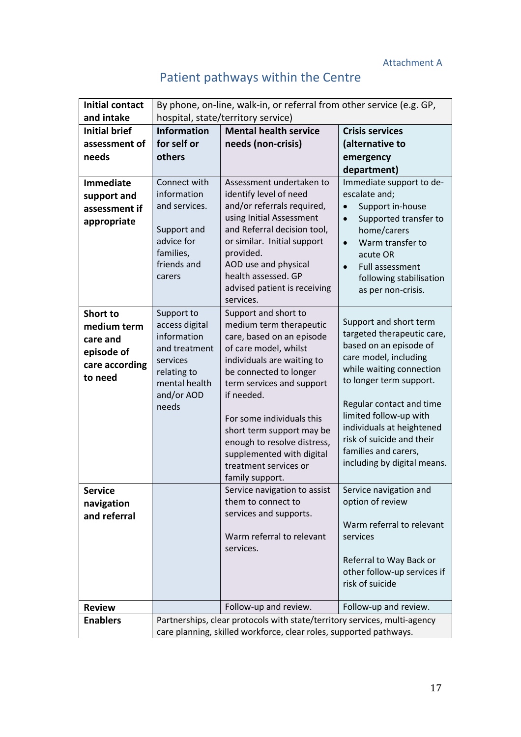Attachment A

## Patient pathways within the Centre

| **Initial contact and intake** | By phone, on-line, walk-in, or referral from other service (e.g. GP, hospital, state/territory service) | | |
|---|---|---|---|
| **Initial brief assessment of needs** | **Information for self or others** | **Mental health service needs (non-crisis)** | **Crisis services (alternative to emergency department)** |
| **Immediate support and assessment if appropriate** | Connect with information and services.<br><br>Support and advice for families, friends and carers | Assessment undertaken to identify level of need and/or referrals required, using Initial Assessment and Referral decision tool, or similar. Initial support provided.<br>AOD use and physical health assessed. GP advised patient is receiving services. | Immediate support to de-escalate and;<br>• Support in-house<br>• Supported transfer to home/carers<br>• Warm transfer to acute OR<br>• Full assessment following stabilisation as per non-crisis. |
| **Short to medium term care and episode of care according to need** | Support to access digital information and treatment services relating to mental health and/or AOD needs | Support and short to medium term therapeutic care, based on an episode of care model, whilst individuals are waiting to be connected to longer term services and support if needed.<br><br>For some individuals this short term support may be enough to resolve distress, supplemented with digital treatment services or family support. | Support and short term targeted therapeutic care, based on an episode of care model, including while waiting connection to longer term support.<br><br>Regular contact and time limited follow-up with individuals at heightened risk of suicide and their families and carers, including by digital means. |
| **Service navigation and referral** | | Service navigation to assist them to connect to services and supports.<br><br>Warm referral to relevant services. | Service navigation and option of review<br><br>Warm referral to relevant services<br><br>Referral to Way Back or other follow-up services if risk of suicide |
| **Review** | | Follow-up and review. | Follow-up and review. |
| **Enablers** | Partnerships, clear protocols with state/territory services, multi-agency care planning, skilled workforce, clear roles, supported pathways. | | |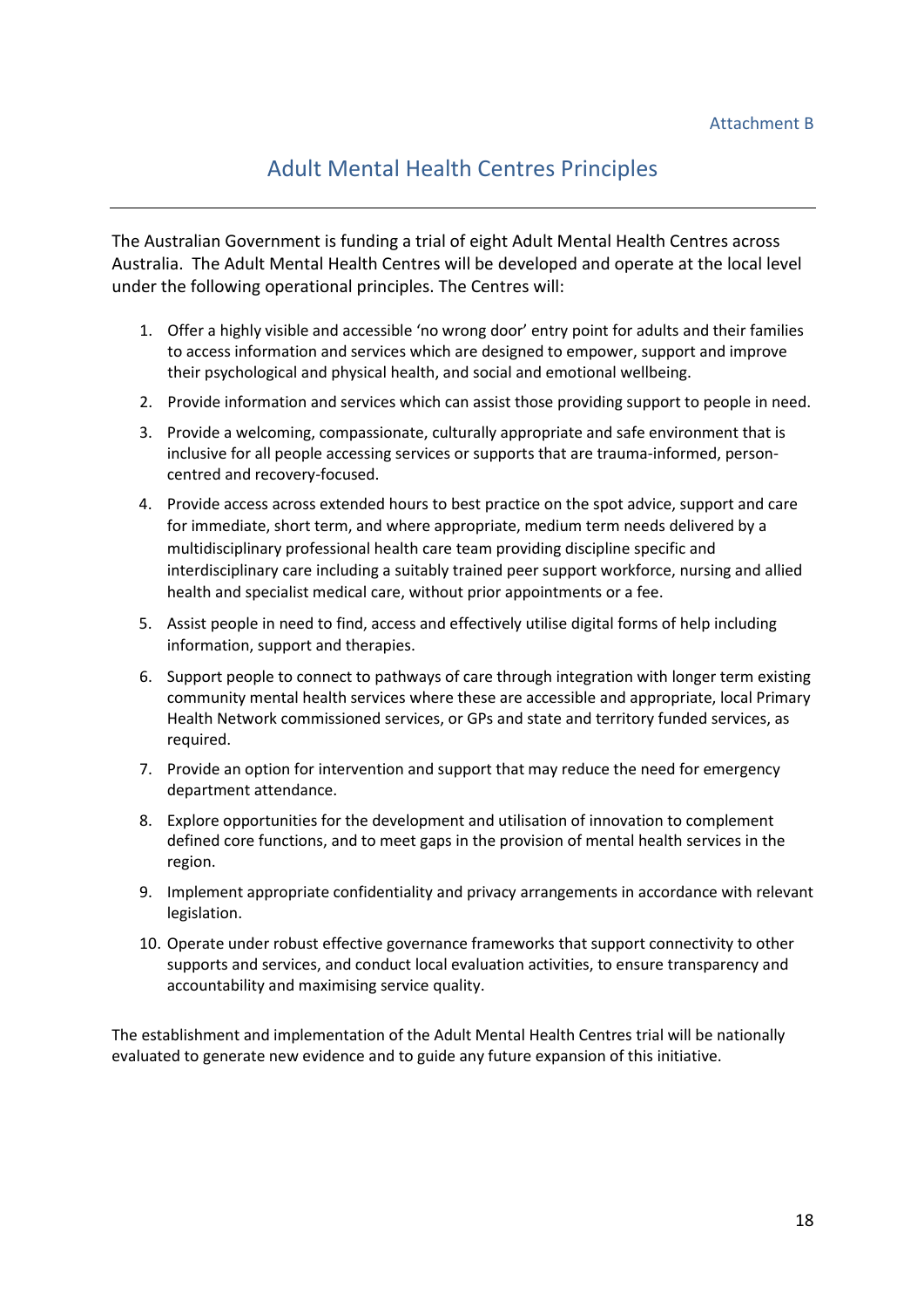Attachment B

# Adult Mental Health Centres Principles

The Australian Government is funding a trial of eight Adult Mental Health Centres across Australia. The Adult Mental Health Centres will be developed and operate at the local level under the following operational principles. The Centres will:

1. Offer a highly visible and accessible 'no wrong door' entry point for adults and their families to access information and services which are designed to empower, support and improve their psychological and physical health, and social and emotional wellbeing.
2. Provide information and services which can assist those providing support to people in need.
3. Provide a welcoming, compassionate, culturally appropriate and safe environment that is inclusive for all people accessing services or supports that are trauma-informed, person-centred and recovery-focused.
4. Provide access across extended hours to best practice on the spot advice, support and care for immediate, short term, and where appropriate, medium term needs delivered by a multidisciplinary professional health care team providing discipline specific and interdisciplinary care including a suitably trained peer support workforce, nursing and allied health and specialist medical care, without prior appointments or a fee.
5. Assist people in need to find, access and effectively utilise digital forms of help including information, support and therapies.
6. Support people to connect to pathways of care through integration with longer term existing community mental health services where these are accessible and appropriate, local Primary Health Network commissioned services, or GPs and state and territory funded services, as required.
7. Provide an option for intervention and support that may reduce the need for emergency department attendance.
8. Explore opportunities for the development and utilisation of innovation to complement defined core functions, and to meet gaps in the provision of mental health services in the region.
9. Implement appropriate confidentiality and privacy arrangements in accordance with relevant legislation.
10. Operate under robust effective governance frameworks that support connectivity to other supports and services, and conduct local evaluation activities, to ensure transparency and accountability and maximising service quality.

The establishment and implementation of the Adult Mental Health Centres trial will be nationally evaluated to generate new evidence and to guide any future expansion of this initiative.